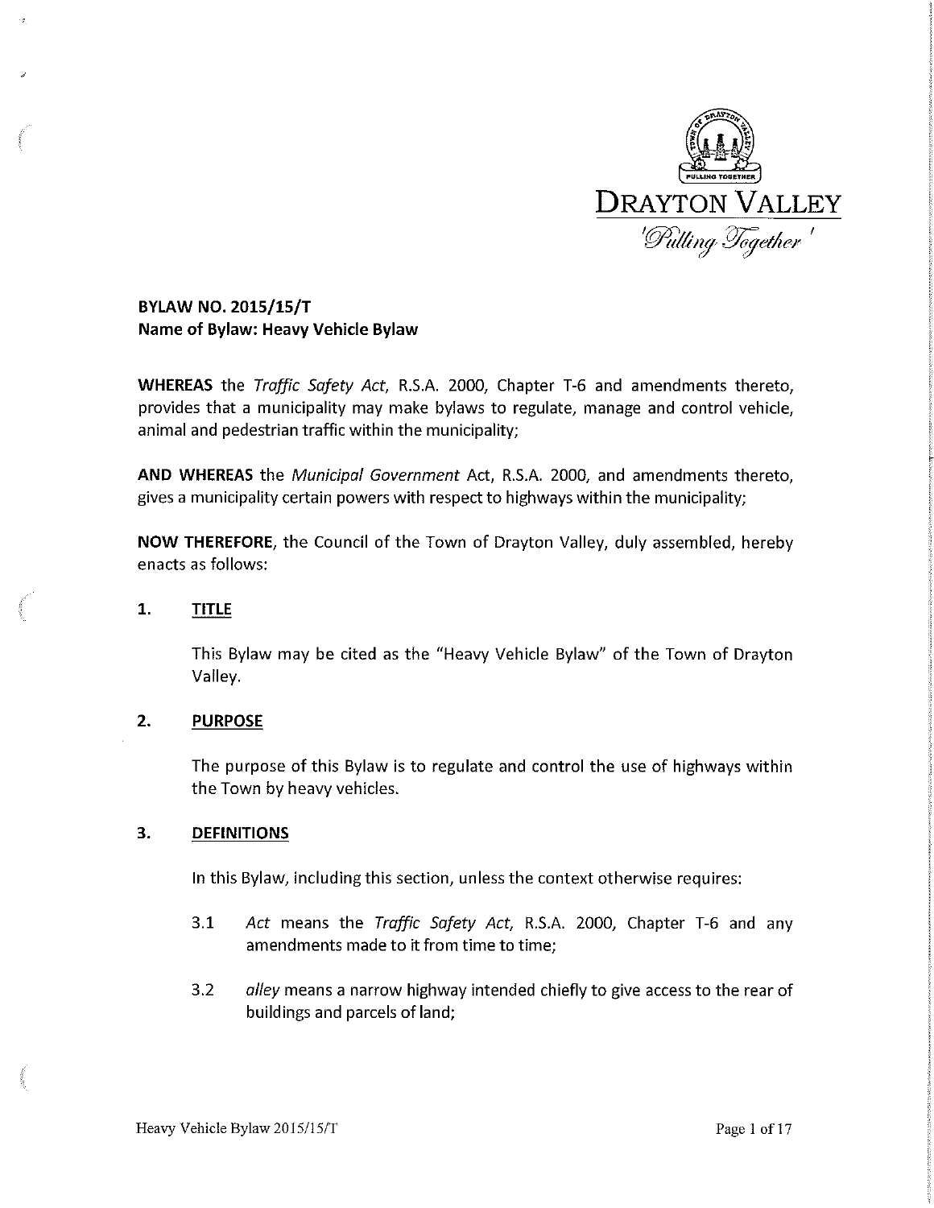DRAYTON VALLEY

'Pulling Together'

**BYLAW NO. 2015/15/T**
**Name of Bylaw: Heavy Vehicle Bylaw**

**WHEREAS** the *Traffic Safety Act*, R.S.A. 2000, Chapter T-6 and amendments thereto, provides that a municipality may make bylaws to regulate, manage and control vehicle, animal and pedestrian traffic within the municipality;

**AND WHEREAS** the *Municipal Government* Act, R.S.A. 2000, and amendments thereto, gives a municipality certain powers with respect to highways within the municipality;

**NOW THEREFORE**, the Council of the Town of Drayton Valley, duly assembled, hereby enacts as follows:

## 1. TITLE

This Bylaw may be cited as the "Heavy Vehicle Bylaw" of the Town of Drayton Valley.

## 2. PURPOSE

The purpose of this Bylaw is to regulate and control the use of highways within the Town by heavy vehicles.

## 3. DEFINITIONS

In this Bylaw, including this section, unless the context otherwise requires:

3.1 *Act* means the *Traffic Safety Act*, R.S.A. 2000, Chapter T-6 and any amendments made to it from time to time;

3.2 *alley* means a narrow highway intended chiefly to give access to the rear of buildings and parcels of land;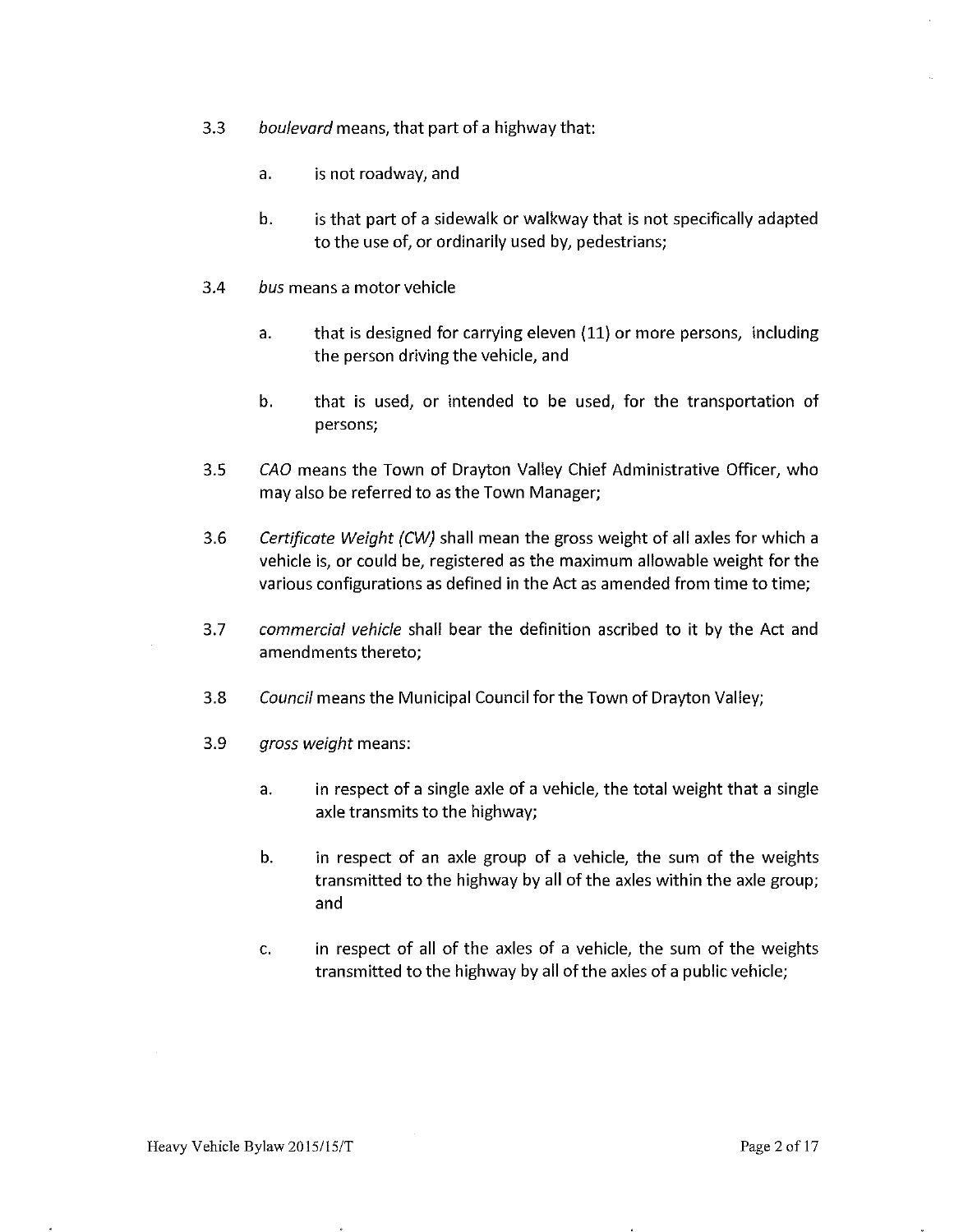3.3 *boulevard* means, that part of a highway that:

   a. is not roadway, and

   b. is that part of a sidewalk or walkway that is not specifically adapted to the use of, or ordinarily used by, pedestrians;

3.4 *bus* means a motor vehicle

   a. that is designed for carrying eleven (11) or more persons, including the person driving the vehicle, and

   b. that is used, or intended to be used, for the transportation of persons;

3.5 *CAO* means the Town of Drayton Valley Chief Administrative Officer, who may also be referred to as the Town Manager;

3.6 *Certificate Weight (CW)* shall mean the gross weight of all axles for which a vehicle is, or could be, registered as the maximum allowable weight for the various configurations as defined in the Act as amended from time to time;

3.7 *commercial vehicle* shall bear the definition ascribed to it by the Act and amendments thereto;

3.8 *Council* means the Municipal Council for the Town of Drayton Valley;

3.9 *gross weight* means:

   a. in respect of a single axle of a vehicle, the total weight that a single axle transmits to the highway;

   b. in respect of an axle group of a vehicle, the sum of the weights transmitted to the highway by all of the axles within the axle group; and

   c. in respect of all of the axles of a vehicle, the sum of the weights transmitted to the highway by all of the axles of a public vehicle;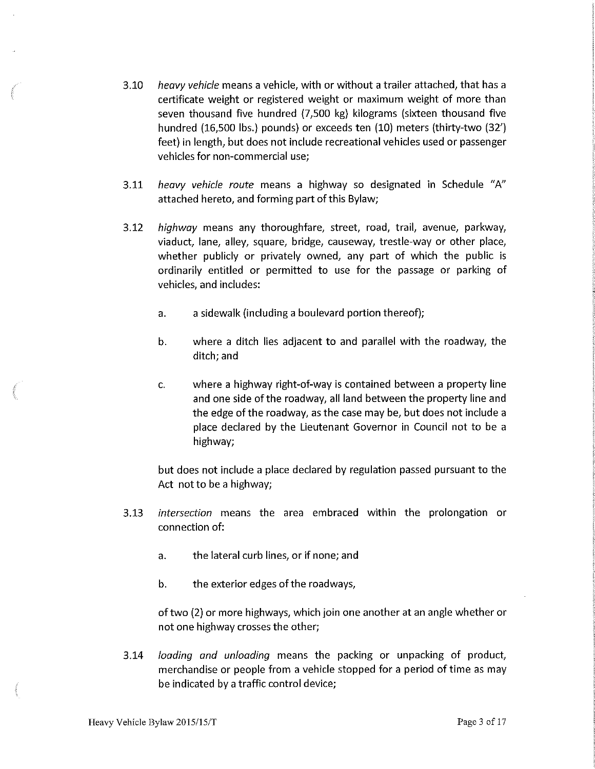3.10 *heavy vehicle* means a vehicle, with or without a trailer attached, that has a certificate weight or registered weight or maximum weight of more than seven thousand five hundred (7,500 kg) kilograms (sixteen thousand five hundred (16,500 lbs.) pounds) or exceeds ten (10) meters (thirty-two (32') feet) in length, but does not include recreational vehicles used or passenger vehicles for non-commercial use;

3.11 *heavy vehicle route* means a highway so designated in Schedule "A" attached hereto, and forming part of this Bylaw;

3.12 *highway* means any thoroughfare, street, road, trail, avenue, parkway, viaduct, lane, alley, square, bridge, causeway, trestle-way or other place, whether publicly or privately owned, any part of which the public is ordinarily entitled or permitted to use for the passage or parking of vehicles, and includes:

   a. a sidewalk (including a boulevard portion thereof);

   b. where a ditch lies adjacent to and parallel with the roadway, the ditch; and

   c. where a highway right-of-way is contained between a property line and one side of the roadway, all land between the property line and the edge of the roadway, as the case may be, but does not include a place declared by the Lieutenant Governor in Council not to be a highway;

   but does not include a place declared by regulation passed pursuant to the Act not to be a highway;

3.13 *intersection* means the area embraced within the prolongation or connection of:

   a. the lateral curb lines, or if none; and

   b. the exterior edges of the roadways,

   of two (2) or more highways, which join one another at an angle whether or not one highway crosses the other;

3.14 *loading and unloading* means the packing or unpacking of product, merchandise or people from a vehicle stopped for a period of time as may be indicated by a traffic control device;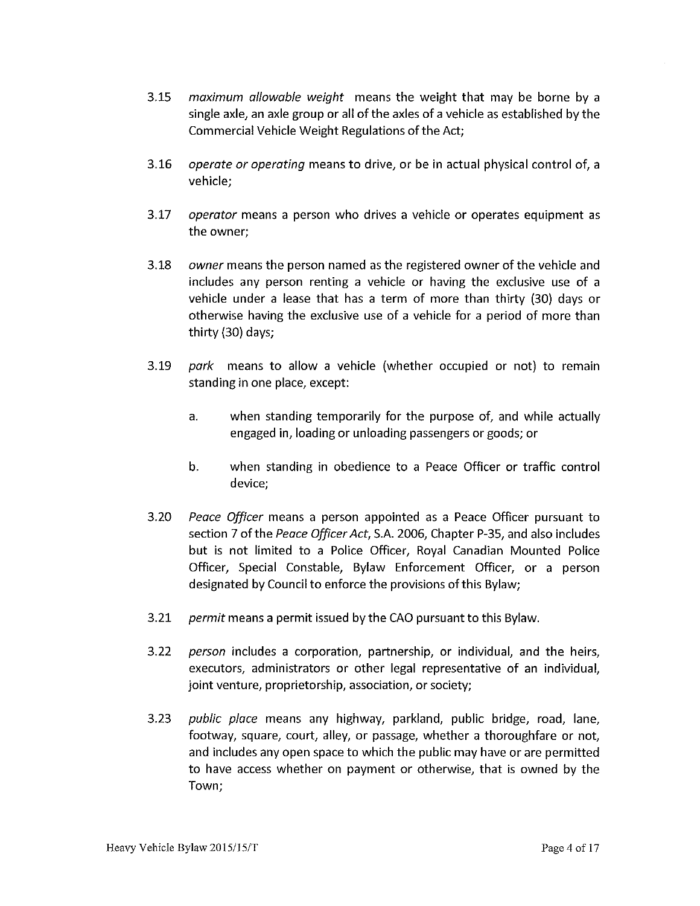3.15 *maximum allowable weight* means the weight that may be borne by a single axle, an axle group or all of the axles of a vehicle as established by the Commercial Vehicle Weight Regulations of the Act;

3.16 *operate or operating* means to drive, or be in actual physical control of, a vehicle;

3.17 *operator* means a person who drives a vehicle or operates equipment as the owner;

3.18 *owner* means the person named as the registered owner of the vehicle and includes any person renting a vehicle or having the exclusive use of a vehicle under a lease that has a term of more than thirty (30) days or otherwise having the exclusive use of a vehicle for a period of more than thirty (30) days;

3.19 *park* means to allow a vehicle (whether occupied or not) to remain standing in one place, except:

a. when standing temporarily for the purpose of, and while actually engaged in, loading or unloading passengers or goods; or

b. when standing in obedience to a Peace Officer or traffic control device;

3.20 *Peace Officer* means a person appointed as a Peace Officer pursuant to section 7 of the *Peace Officer Act*, S.A. 2006, Chapter P-35, and also includes but is not limited to a Police Officer, Royal Canadian Mounted Police Officer, Special Constable, Bylaw Enforcement Officer, or a person designated by Council to enforce the provisions of this Bylaw;

3.21 *permit* means a permit issued by the CAO pursuant to this Bylaw.

3.22 *person* includes a corporation, partnership, or individual, and the heirs, executors, administrators or other legal representative of an individual, joint venture, proprietorship, association, or society;

3.23 *public place* means any highway, parkland, public bridge, road, lane, footway, square, court, alley, or passage, whether a thoroughfare or not, and includes any open space to which the public may have or are permitted to have access whether on payment or otherwise, that is owned by the Town;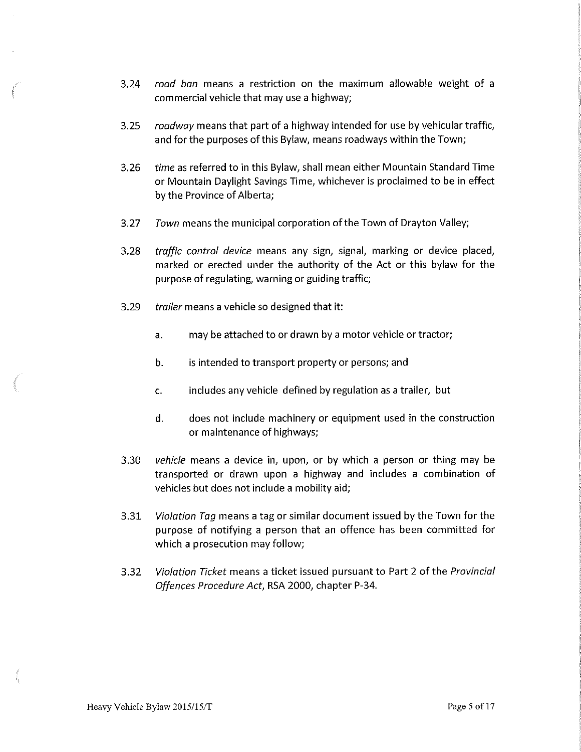3.24 *road ban* means a restriction on the maximum allowable weight of a commercial vehicle that may use a highway;

3.25 *roadway* means that part of a highway intended for use by vehicular traffic, and for the purposes of this Bylaw, means roadways within the Town;

3.26 *time* as referred to in this Bylaw, shall mean either Mountain Standard Time or Mountain Daylight Savings Time, whichever is proclaimed to be in effect by the Province of Alberta;

3.27 *Town* means the municipal corporation of the Town of Drayton Valley;

3.28 *traffic control device* means any sign, signal, marking or device placed, marked or erected under the authority of the Act or this bylaw for the purpose of regulating, warning or guiding traffic;

3.29 *trailer* means a vehicle so designed that it:

   a. may be attached to or drawn by a motor vehicle or tractor;

   b. is intended to transport property or persons; and

   c. includes any vehicle defined by regulation as a trailer, but

   d. does not include machinery or equipment used in the construction or maintenance of highways;

3.30 *vehicle* means a device in, upon, or by which a person or thing may be transported or drawn upon a highway and includes a combination of vehicles but does not include a mobility aid;

3.31 *Violation Tag* means a tag or similar document issued by the Town for the purpose of notifying a person that an offence has been committed for which a prosecution may follow;

3.32 *Violation Ticket* means a ticket issued pursuant to Part 2 of the *Provincial Offences Procedure Act*, RSA 2000, chapter P-34.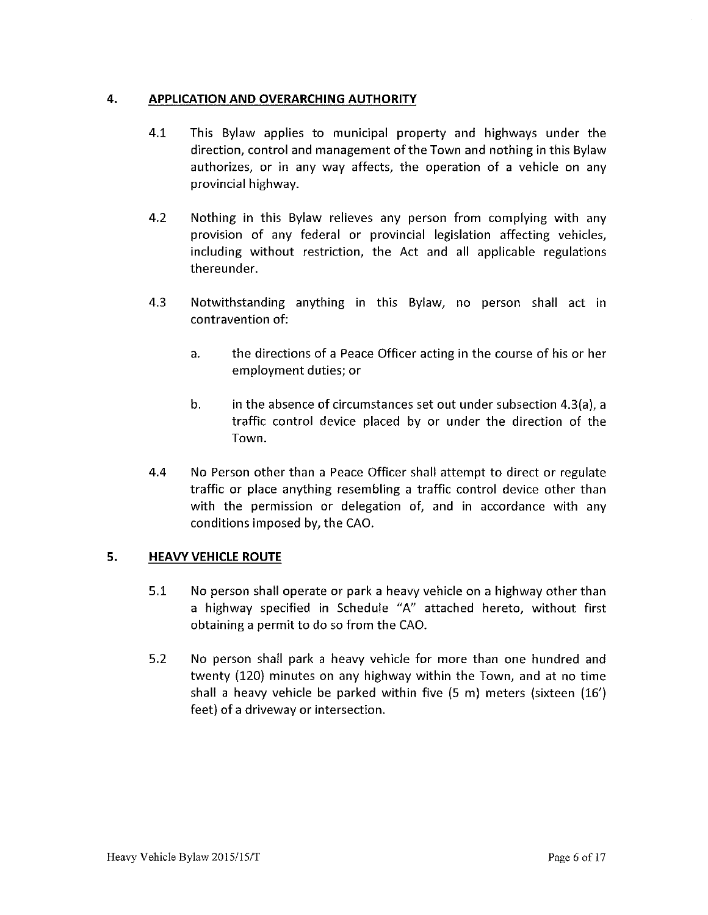## 4. APPLICATION AND OVERARCHING AUTHORITY

4.1 This Bylaw applies to municipal property and highways under the direction, control and management of the Town and nothing in this Bylaw authorizes, or in any way affects, the operation of a vehicle on any provincial highway.

4.2 Nothing in this Bylaw relieves any person from complying with any provision of any federal or provincial legislation affecting vehicles, including without restriction, the Act and all applicable regulations thereunder.

4.3 Notwithstanding anything in this Bylaw, no person shall act in contravention of:

a. the directions of a Peace Officer acting in the course of his or her employment duties; or

b. in the absence of circumstances set out under subsection 4.3(a), a traffic control device placed by or under the direction of the Town.

4.4 No Person other than a Peace Officer shall attempt to direct or regulate traffic or place anything resembling a traffic control device other than with the permission or delegation of, and in accordance with any conditions imposed by, the CAO.

## 5. HEAVY VEHICLE ROUTE

5.1 No person shall operate or park a heavy vehicle on a highway other than a highway specified in Schedule "A" attached hereto, without first obtaining a permit to do so from the CAO.

5.2 No person shall park a heavy vehicle for more than one hundred and twenty (120) minutes on any highway within the Town, and at no time shall a heavy vehicle be parked within five (5 m) meters (sixteen (16') feet) of a driveway or intersection.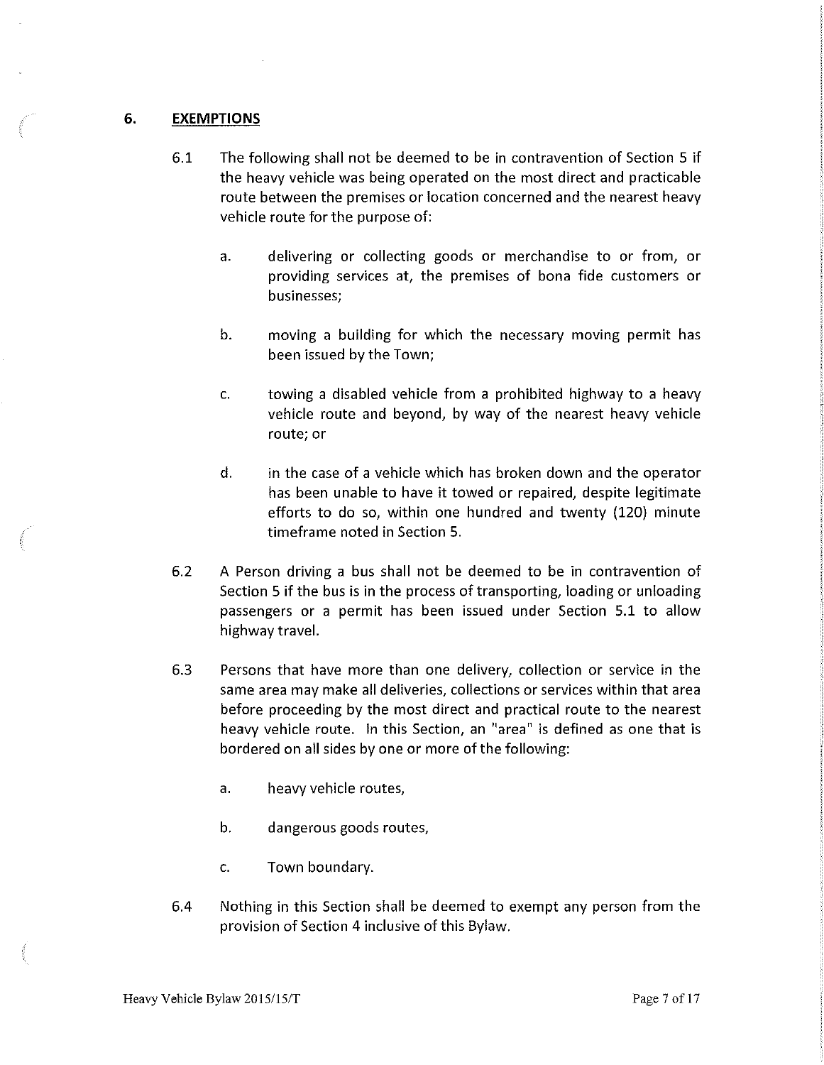## 6. EXEMPTIONS

6.1 The following shall not be deemed to be in contravention of Section 5 if the heavy vehicle was being operated on the most direct and practicable route between the premises or location concerned and the nearest heavy vehicle route for the purpose of:

a. delivering or collecting goods or merchandise to or from, or providing services at, the premises of bona fide customers or businesses;

b. moving a building for which the necessary moving permit has been issued by the Town;

c. towing a disabled vehicle from a prohibited highway to a heavy vehicle route and beyond, by way of the nearest heavy vehicle route; or

d. in the case of a vehicle which has broken down and the operator has been unable to have it towed or repaired, despite legitimate efforts to do so, within one hundred and twenty (120) minute timeframe noted in Section 5.

6.2 A Person driving a bus shall not be deemed to be in contravention of Section 5 if the bus is in the process of transporting, loading or unloading passengers or a permit has been issued under Section 5.1 to allow highway travel.

6.3 Persons that have more than one delivery, collection or service in the same area may make all deliveries, collections or services within that area before proceeding by the most direct and practical route to the nearest heavy vehicle route. In this Section, an "area" is defined as one that is bordered on all sides by one or more of the following:

a. heavy vehicle routes,

b. dangerous goods routes,

c. Town boundary.

6.4 Nothing in this Section shall be deemed to exempt any person from the provision of Section 4 inclusive of this Bylaw.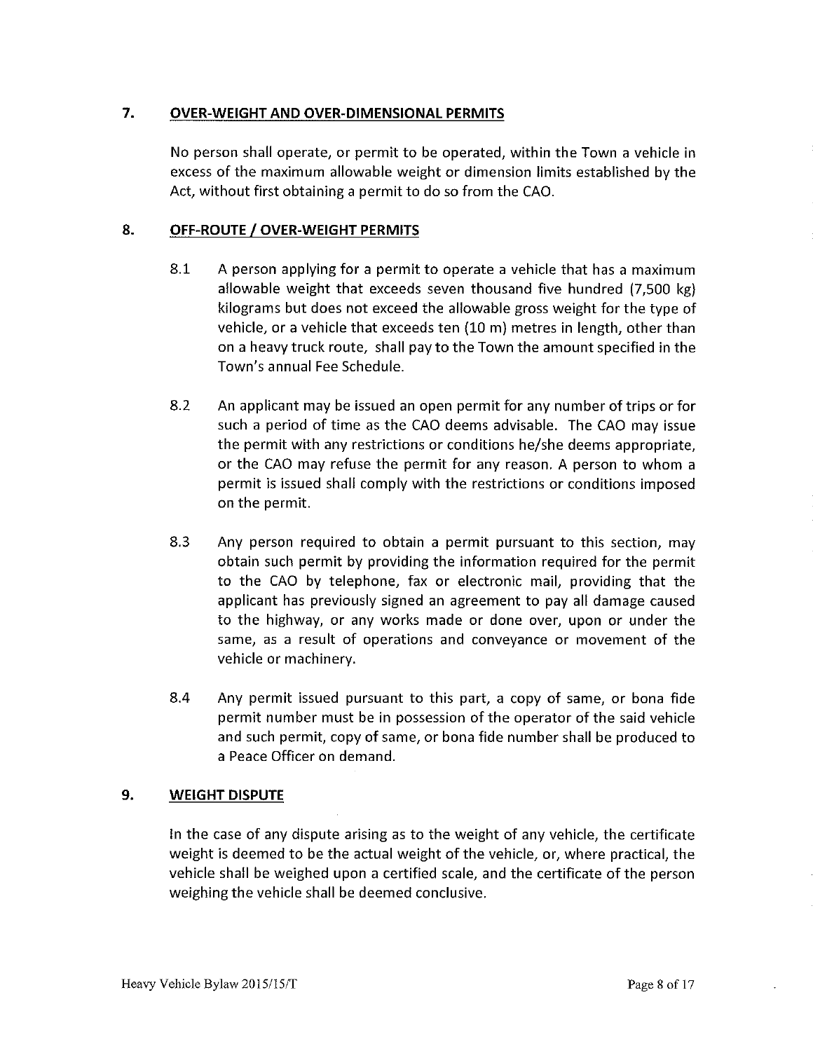## 7. OVER-WEIGHT AND OVER-DIMENSIONAL PERMITS

No person shall operate, or permit to be operated, within the Town a vehicle in excess of the maximum allowable weight or dimension limits established by the Act, without first obtaining a permit to do so from the CAO.

## 8. OFF-ROUTE / OVER-WEIGHT PERMITS

8.1 A person applying for a permit to operate a vehicle that has a maximum allowable weight that exceeds seven thousand five hundred (7,500 kg) kilograms but does not exceed the allowable gross weight for the type of vehicle, or a vehicle that exceeds ten (10 m) metres in length, other than on a heavy truck route, shall pay to the Town the amount specified in the Town's annual Fee Schedule.

8.2 An applicant may be issued an open permit for any number of trips or for such a period of time as the CAO deems advisable. The CAO may issue the permit with any restrictions or conditions he/she deems appropriate, or the CAO may refuse the permit for any reason. A person to whom a permit is issued shall comply with the restrictions or conditions imposed on the permit.

8.3 Any person required to obtain a permit pursuant to this section, may obtain such permit by providing the information required for the permit to the CAO by telephone, fax or electronic mail, providing that the applicant has previously signed an agreement to pay all damage caused to the highway, or any works made or done over, upon or under the same, as a result of operations and conveyance or movement of the vehicle or machinery.

8.4 Any permit issued pursuant to this part, a copy of same, or bona fide permit number must be in possession of the operator of the said vehicle and such permit, copy of same, or bona fide number shall be produced to a Peace Officer on demand.

## 9. WEIGHT DISPUTE

In the case of any dispute arising as to the weight of any vehicle, the certificate weight is deemed to be the actual weight of the vehicle, or, where practical, the vehicle shall be weighed upon a certified scale, and the certificate of the person weighing the vehicle shall be deemed conclusive.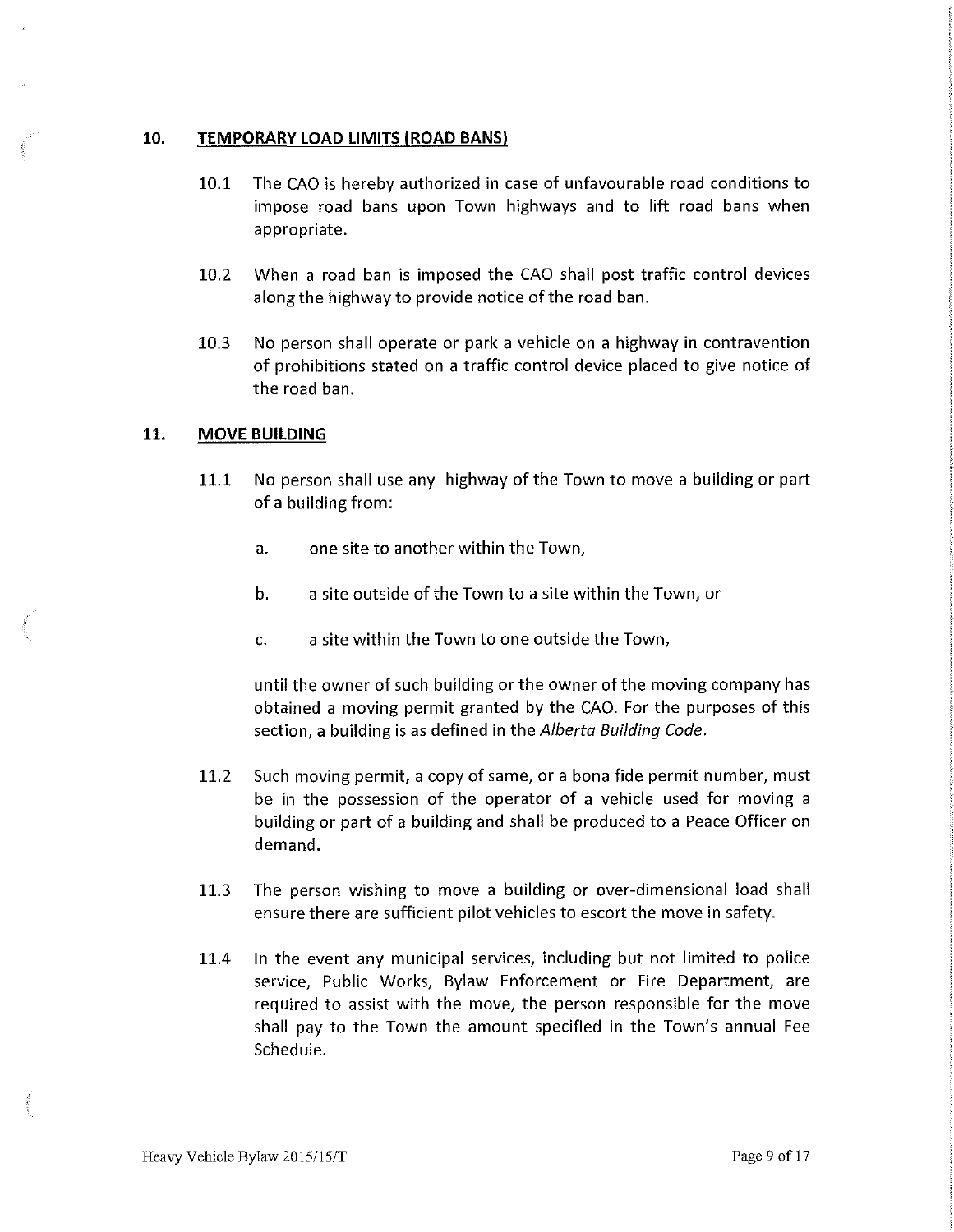## 10. TEMPORARY LOAD LIMITS (ROAD BANS)

10.1 The CAO is hereby authorized in case of unfavourable road conditions to impose road bans upon Town highways and to lift road bans when appropriate.

10.2 When a road ban is imposed the CAO shall post traffic control devices along the highway to provide notice of the road ban.

10.3 No person shall operate or park a vehicle on a highway in contravention of prohibitions stated on a traffic control device placed to give notice of the road ban.

## 11. MOVE BUILDING

11.1 No person shall use any highway of the Town to move a building or part of a building from:

a. one site to another within the Town,

b. a site outside of the Town to a site within the Town, or

c. a site within the Town to one outside the Town,

until the owner of such building or the owner of the moving company has obtained a moving permit granted by the CAO. For the purposes of this section, a building is as defined in the *Alberta Building Code*.

11.2 Such moving permit, a copy of same, or a bona fide permit number, must be in the possession of the operator of a vehicle used for moving a building or part of a building and shall be produced to a Peace Officer on demand.

11.3 The person wishing to move a building or over-dimensional load shall ensure there are sufficient pilot vehicles to escort the move in safety.

11.4 In the event any municipal services, including but not limited to police service, Public Works, Bylaw Enforcement or Fire Department, are required to assist with the move, the person responsible for the move shall pay to the Town the amount specified in the Town's annual Fee Schedule.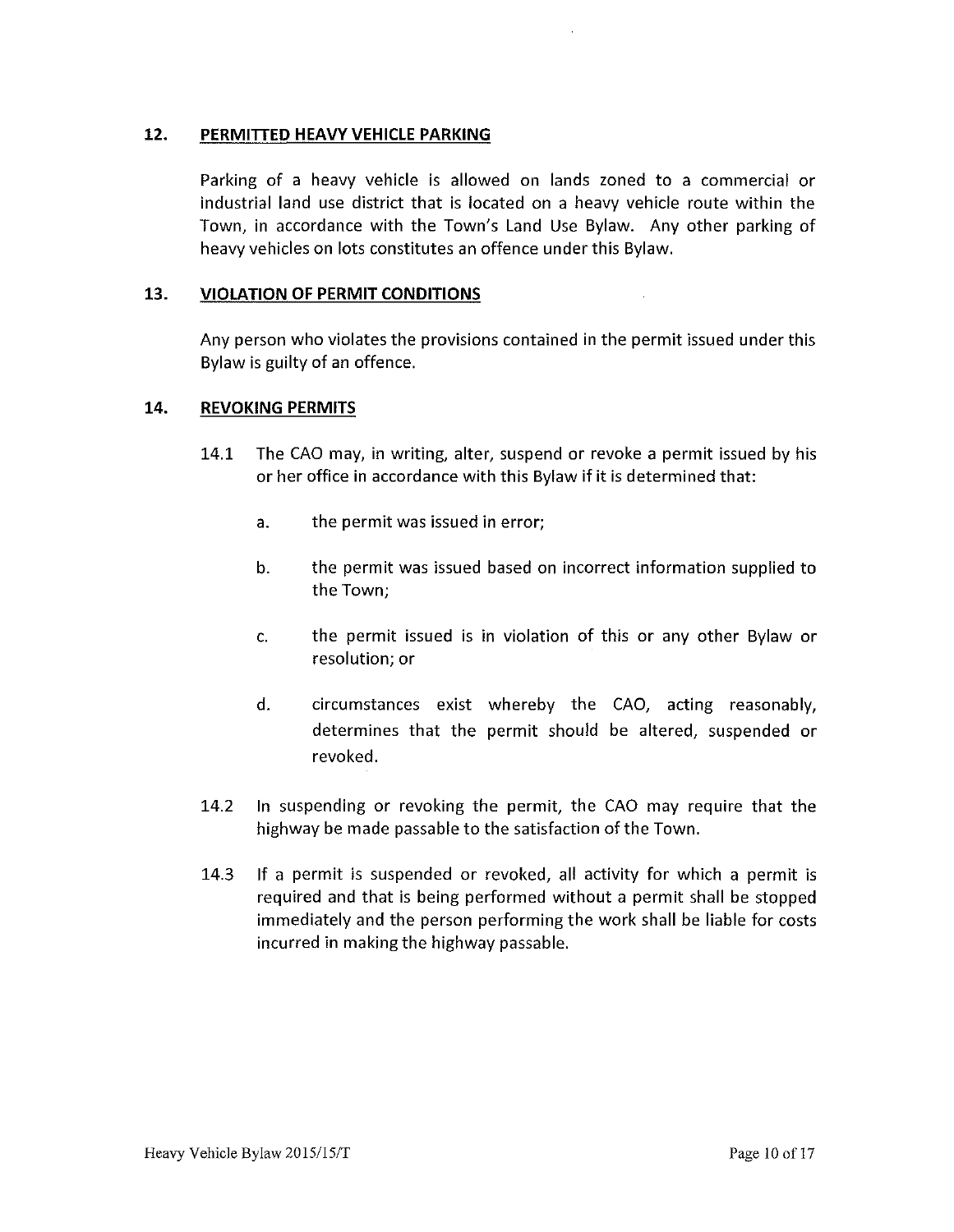## 12. PERMITTED HEAVY VEHICLE PARKING

Parking of a heavy vehicle is allowed on lands zoned to a commercial or industrial land use district that is located on a heavy vehicle route within the Town, in accordance with the Town's Land Use Bylaw. Any other parking of heavy vehicles on lots constitutes an offence under this Bylaw.

## 13. VIOLATION OF PERMIT CONDITIONS

Any person who violates the provisions contained in the permit issued under this Bylaw is guilty of an offence.

## 14. REVOKING PERMITS

14.1 The CAO may, in writing, alter, suspend or revoke a permit issued by his or her office in accordance with this Bylaw if it is determined that:

a. the permit was issued in error;

b. the permit was issued based on incorrect information supplied to the Town;

c. the permit issued is in violation of this or any other Bylaw or resolution; or

d. circumstances exist whereby the CAO, acting reasonably, determines that the permit should be altered, suspended or revoked.

14.2 In suspending or revoking the permit, the CAO may require that the highway be made passable to the satisfaction of the Town.

14.3 If a permit is suspended or revoked, all activity for which a permit is required and that is being performed without a permit shall be stopped immediately and the person performing the work shall be liable for costs incurred in making the highway passable.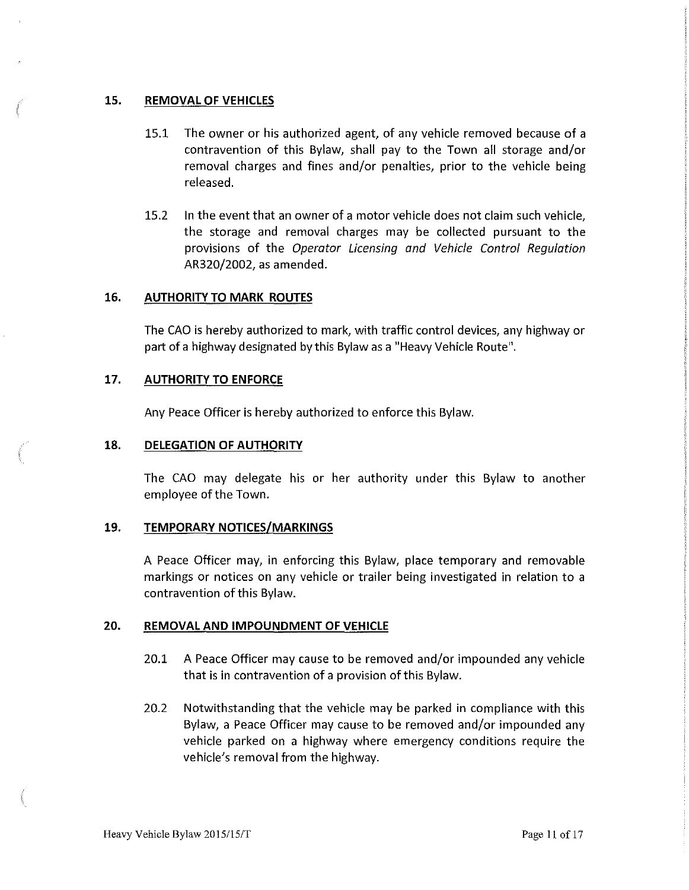## 15. REMOVAL OF VEHICLES

15.1 The owner or his authorized agent, of any vehicle removed because of a contravention of this Bylaw, shall pay to the Town all storage and/or removal charges and fines and/or penalties, prior to the vehicle being released.

15.2 In the event that an owner of a motor vehicle does not claim such vehicle, the storage and removal charges may be collected pursuant to the provisions of the *Operator Licensing and Vehicle Control Regulation* AR320/2002, as amended.

## 16. AUTHORITY TO MARK ROUTES

The CAO is hereby authorized to mark, with traffic control devices, any highway or part of a highway designated by this Bylaw as a "Heavy Vehicle Route".

## 17. AUTHORITY TO ENFORCE

Any Peace Officer is hereby authorized to enforce this Bylaw.

## 18. DELEGATION OF AUTHORITY

The CAO may delegate his or her authority under this Bylaw to another employee of the Town.

## 19. TEMPORARY NOTICES/MARKINGS

A Peace Officer may, in enforcing this Bylaw, place temporary and removable markings or notices on any vehicle or trailer being investigated in relation to a contravention of this Bylaw.

## 20. REMOVAL AND IMPOUNDMENT OF VEHICLE

20.1 A Peace Officer may cause to be removed and/or impounded any vehicle that is in contravention of a provision of this Bylaw.

20.2 Notwithstanding that the vehicle may be parked in compliance with this Bylaw, a Peace Officer may cause to be removed and/or impounded any vehicle parked on a highway where emergency conditions require the vehicle's removal from the highway.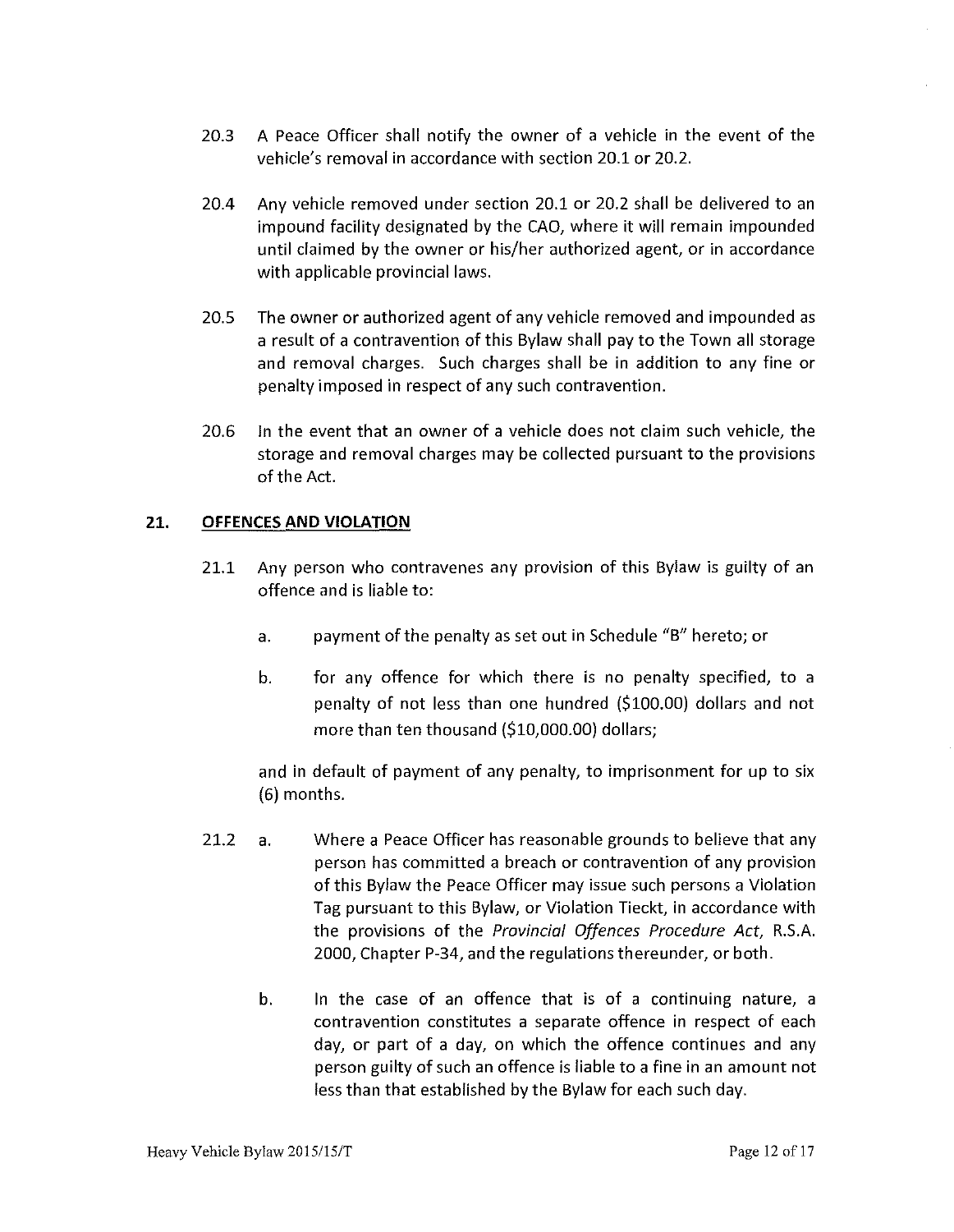20.3 A Peace Officer shall notify the owner of a vehicle in the event of the vehicle's removal in accordance with section 20.1 or 20.2.

20.4 Any vehicle removed under section 20.1 or 20.2 shall be delivered to an impound facility designated by the CAO, where it will remain impounded until claimed by the owner or his/her authorized agent, or in accordance with applicable provincial laws.

20.5 The owner or authorized agent of any vehicle removed and impounded as a result of a contravention of this Bylaw shall pay to the Town all storage and removal charges. Such charges shall be in addition to any fine or penalty imposed in respect of any such contravention.

20.6 In the event that an owner of a vehicle does not claim such vehicle, the storage and removal charges may be collected pursuant to the provisions of the Act.

## 21. OFFENCES AND VIOLATION

21.1 Any person who contravenes any provision of this Bylaw is guilty of an offence and is liable to:

a. payment of the penalty as set out in Schedule "B" hereto; or

b. for any offence for which there is no penalty specified, to a penalty of not less than one hundred ($100.00) dollars and not more than ten thousand ($10,000.00) dollars;

and in default of payment of any penalty, to imprisonment for up to six (6) months.

21.2 a. Where a Peace Officer has reasonable grounds to believe that any person has committed a breach or contravention of any provision of this Bylaw the Peace Officer may issue such persons a Violation Tag pursuant to this Bylaw, or Violation Tieckt, in accordance with the provisions of the *Provincial Offences Procedure Act*, R.S.A. 2000, Chapter P-34, and the regulations thereunder, or both.

b. In the case of an offence that is of a continuing nature, a contravention constitutes a separate offence in respect of each day, or part of a day, on which the offence continues and any person guilty of such an offence is liable to a fine in an amount not less than that established by the Bylaw for each such day.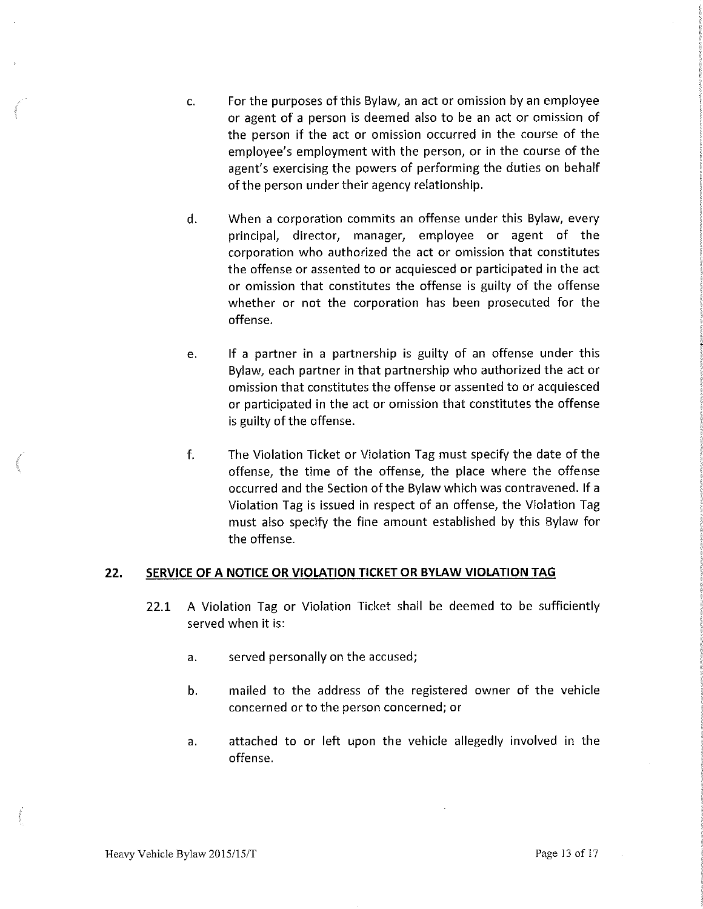c. For the purposes of this Bylaw, an act or omission by an employee or agent of a person is deemed also to be an act or omission of the person if the act or omission occurred in the course of the employee's employment with the person, or in the course of the agent's exercising the powers of performing the duties on behalf of the person under their agency relationship.

d. When a corporation commits an offense under this Bylaw, every principal, director, manager, employee or agent of the corporation who authorized the act or omission that constitutes the offense or assented to or acquiesced or participated in the act or omission that constitutes the offense is guilty of the offense whether or not the corporation has been prosecuted for the offense.

e. If a partner in a partnership is guilty of an offense under this Bylaw, each partner in that partnership who authorized the act or omission that constitutes the offense or assented to or acquiesced or participated in the act or omission that constitutes the offense is guilty of the offense.

f. The Violation Ticket or Violation Tag must specify the date of the offense, the time of the offense, the place where the offense occurred and the Section of the Bylaw which was contravened. If a Violation Tag is issued in respect of an offense, the Violation Tag must also specify the fine amount established by this Bylaw for the offense.

## 22. SERVICE OF A NOTICE OR VIOLATION TICKET OR BYLAW VIOLATION TAG

22.1 A Violation Tag or Violation Ticket shall be deemed to be sufficiently served when it is:

a. served personally on the accused;

b. mailed to the address of the registered owner of the vehicle concerned or to the person concerned; or

a. attached to or left upon the vehicle allegedly involved in the offense.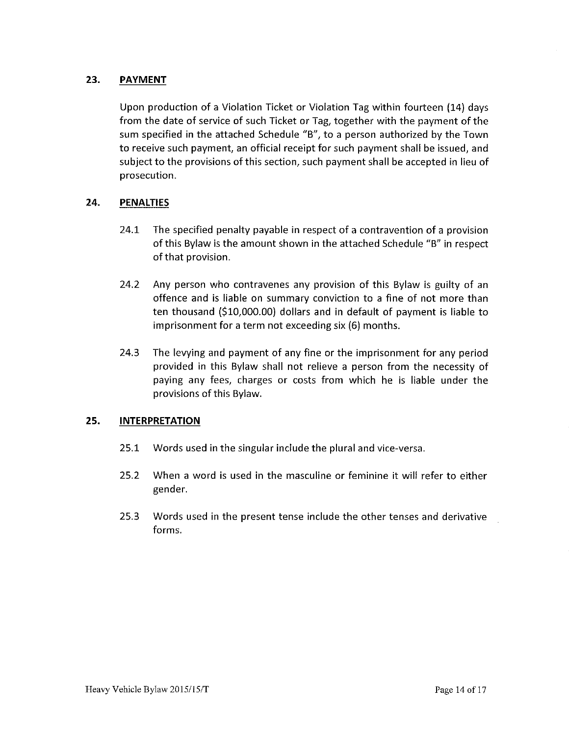## 23. PAYMENT

Upon production of a Violation Ticket or Violation Tag within fourteen (14) days from the date of service of such Ticket or Tag, together with the payment of the sum specified in the attached Schedule "B", to a person authorized by the Town to receive such payment, an official receipt for such payment shall be issued, and subject to the provisions of this section, such payment shall be accepted in lieu of prosecution.

## 24. PENALTIES

24.1 The specified penalty payable in respect of a contravention of a provision of this Bylaw is the amount shown in the attached Schedule "B" in respect of that provision.

24.2 Any person who contravenes any provision of this Bylaw is guilty of an offence and is liable on summary conviction to a fine of not more than ten thousand ($10,000.00) dollars and in default of payment is liable to imprisonment for a term not exceeding six (6) months.

24.3 The levying and payment of any fine or the imprisonment for any period provided in this Bylaw shall not relieve a person from the necessity of paying any fees, charges or costs from which he is liable under the provisions of this Bylaw.

## 25. INTERPRETATION

25.1 Words used in the singular include the plural and vice-versa.

25.2 When a word is used in the masculine or feminine it will refer to either gender.

25.3 Words used in the present tense include the other tenses and derivative forms.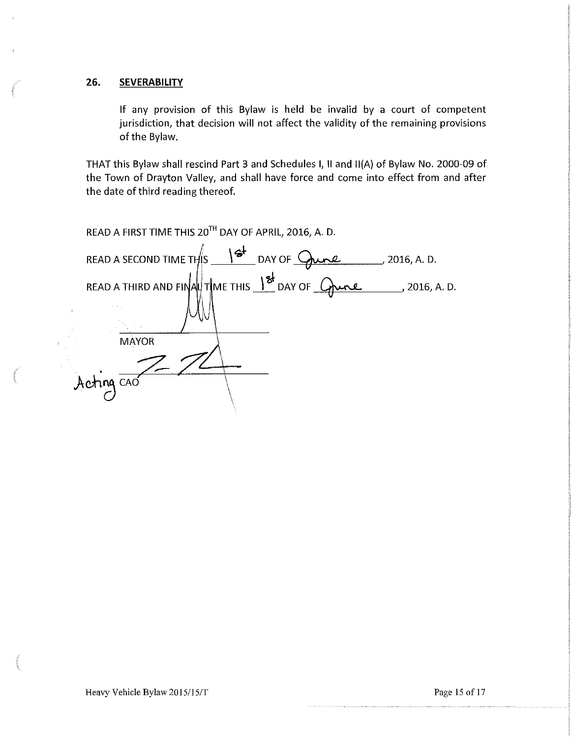### 26. SEVERABILITY

If any provision of this Bylaw is held be invalid by a court of competent jurisdiction, that decision will not affect the validity of the remaining provisions of the Bylaw.

THAT this Bylaw shall rescind Part 3 and Schedules I, II and II(A) of Bylaw No. 2000-09 of the Town of Drayton Valley, and shall have force and come into effect from and after the date of third reading thereof.

READ A FIRST TIME THIS 20TH DAY OF APRIL, 2016, A. D.

READ A SECOND TIME THIS 1st DAY OF June, 2016, A. D.

READ A THIRD AND FINAL TIME THIS 1st DAY OF June, 2016, A. D.

MAYOR

Acting CAO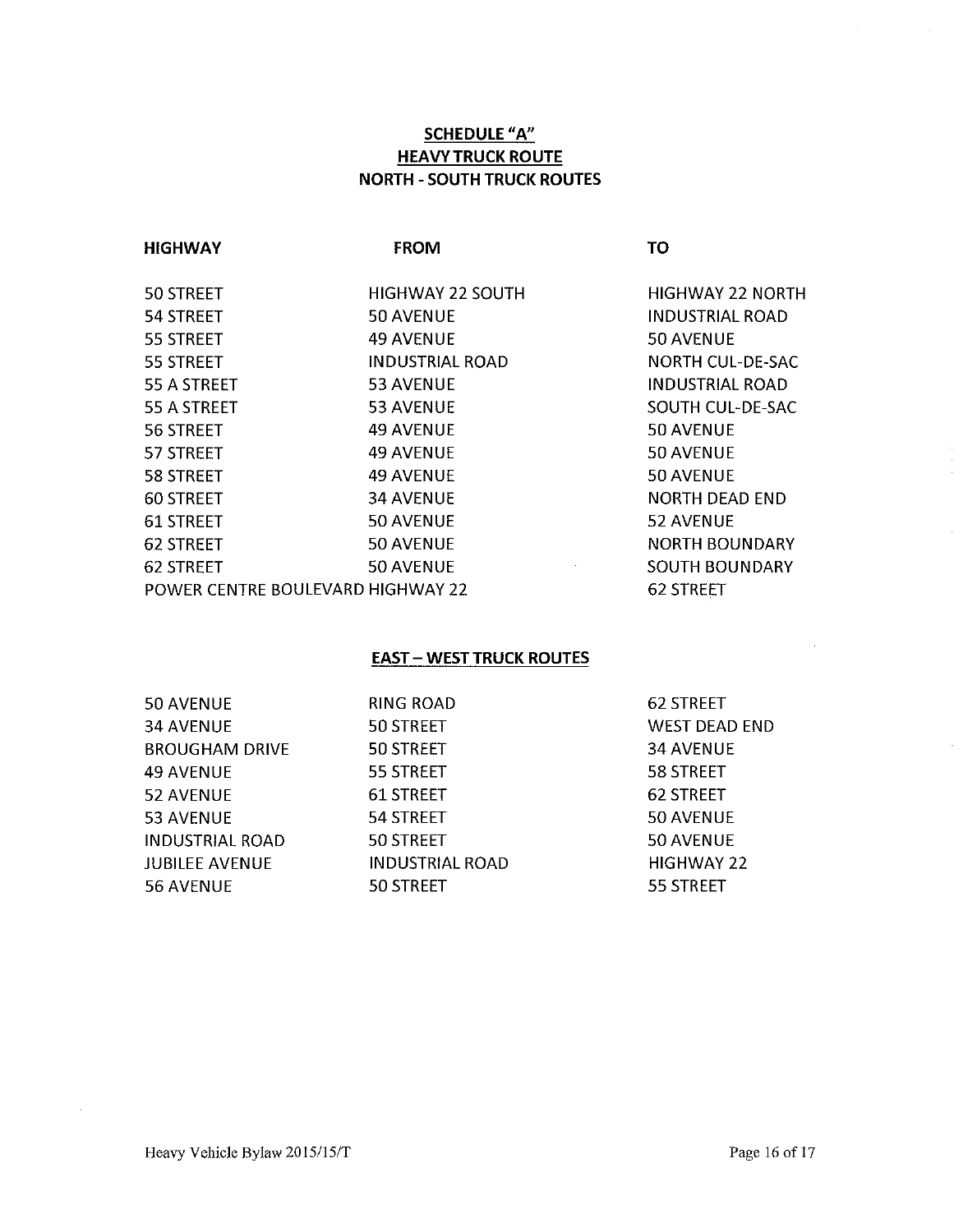**SCHEDULE "A"**
**HEAVY TRUCK ROUTE**
**NORTH - SOUTH TRUCK ROUTES**

| HIGHWAY | FROM | TO |
|---|---|---|
| 50 STREET | HIGHWAY 22 SOUTH | HIGHWAY 22 NORTH |
| 54 STREET | 50 AVENUE | INDUSTRIAL ROAD |
| 55 STREET | 49 AVENUE | 50 AVENUE |
| 55 STREET | INDUSTRIAL ROAD | NORTH CUL-DE-SAC |
| 55 A STREET | 53 AVENUE | INDUSTRIAL ROAD |
| 55 A STREET | 53 AVENUE | SOUTH CUL-DE-SAC |
| 56 STREET | 49 AVENUE | 50 AVENUE |
| 57 STREET | 49 AVENUE | 50 AVENUE |
| 58 STREET | 49 AVENUE | 50 AVENUE |
| 60 STREET | 34 AVENUE | NORTH DEAD END |
| 61 STREET | 50 AVENUE | 52 AVENUE |
| 62 STREET | 50 AVENUE | NORTH BOUNDARY |
| 62 STREET | 50 AVENUE | SOUTH BOUNDARY |
| POWER CENTRE BOULEVARD | HIGHWAY 22 | 62 STREET |

**EAST – WEST TRUCK ROUTES**

| | | |
|---|---|---|
| 50 AVENUE | RING ROAD | 62 STREET |
| 34 AVENUE | 50 STREET | WEST DEAD END |
| BROUGHAM DRIVE | 50 STREET | 34 AVENUE |
| 49 AVENUE | 55 STREET | 58 STREET |
| 52 AVENUE | 61 STREET | 62 STREET |
| 53 AVENUE | 54 STREET | 50 AVENUE |
| INDUSTRIAL ROAD | 50 STREET | 50 AVENUE |
| JUBILEE AVENUE | INDUSTRIAL ROAD | HIGHWAY 22 |
| 56 AVENUE | 50 STREET | 55 STREET |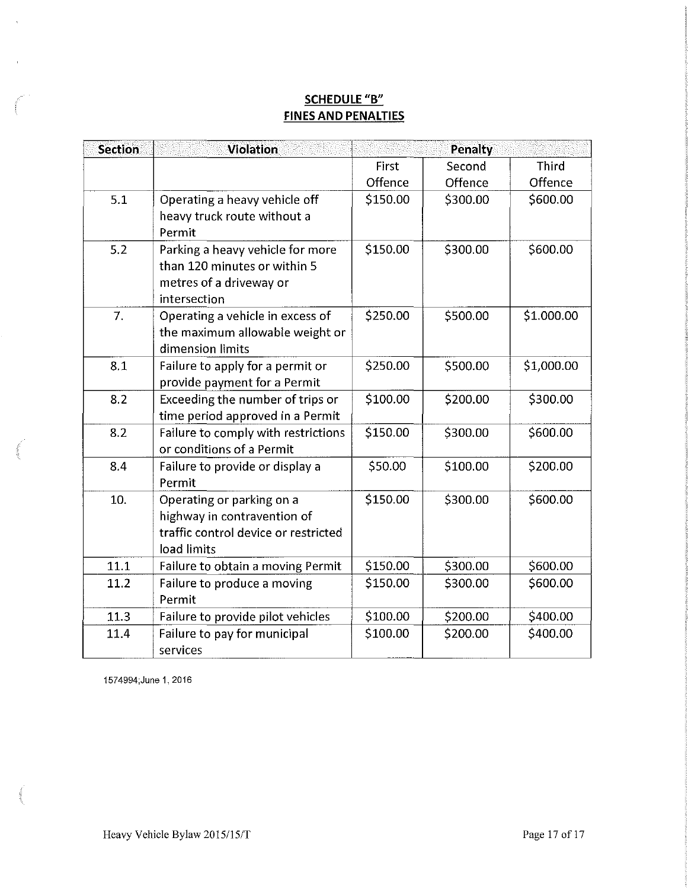## SCHEDULE "B"
## FINES AND PENALTIES

| Section | Violation | Penalty | | |
|---|---|---|---|---|
| | | First Offence | Second Offence | Third Offence |
| 5.1 | Operating a heavy vehicle off heavy truck route without a Permit | $150.00 | $300.00 | $600.00 |
| 5.2 | Parking a heavy vehicle for more than 120 minutes or within 5 metres of a driveway or intersection | $150.00 | $300.00 | $600.00 |
| 7. | Operating a vehicle in excess of the maximum allowable weight or dimension limits | $250.00 | $500.00 | $1.000.00 |
| 8.1 | Failure to apply for a permit or provide payment for a Permit | $250.00 | $500.00 | $1,000.00 |
| 8.2 | Exceeding the number of trips or time period approved in a Permit | $100.00 | $200.00 | $300.00 |
| 8.2 | Failure to comply with restrictions or conditions of a Permit | $150.00 | $300.00 | $600.00 |
| 8.4 | Failure to provide or display a Permit | $50.00 | $100.00 | $200.00 |
| 10. | Operating or parking on a highway in contravention of traffic control device or restricted load limits | $150.00 | $300.00 | $600.00 |
| 11.1 | Failure to obtain a moving Permit | $150.00 | $300.00 | $600.00 |
| 11.2 | Failure to produce a moving Permit | $150.00 | $300.00 | $600.00 |
| 11.3 | Failure to provide pilot vehicles | $100.00 | $200.00 | $400.00 |
| 11.4 | Failure to pay for municipal services | $100.00 | $200.00 | $400.00 |

1574994;June 1, 2016